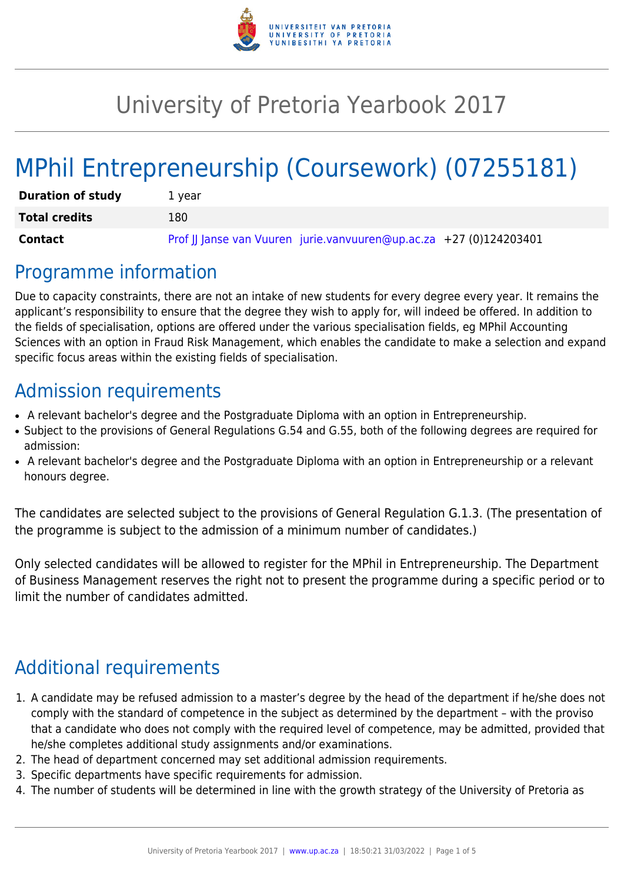# University of Pretoria Yearbook 2017

# MPhil Entrepreneurship (Coursework) (07255181)

| | |
|---|---|
| **Duration of study** | 1 year |
| **Total credits** | 180 |
| **Contact** | Prof JJ Janse van Vuuren jurie.vanvuuren@up.ac.za +27 (0)124203401 |

## Programme information

Due to capacity constraints, there are not an intake of new students for every degree every year. It remains the applicant's responsibility to ensure that the degree they wish to apply for, will indeed be offered. In addition to the fields of specialisation, options are offered under the various specialisation fields, eg MPhil Accounting Sciences with an option in Fraud Risk Management, which enables the candidate to make a selection and expand specific focus areas within the existing fields of specialisation.

## Admission requirements

- A relevant bachelor's degree and the Postgraduate Diploma with an option in Entrepreneurship.
- Subject to the provisions of General Regulations G.54 and G.55, both of the following degrees are required for admission:
- A relevant bachelor's degree and the Postgraduate Diploma with an option in Entrepreneurship or a relevant honours degree.

The candidates are selected subject to the provisions of General Regulation G.1.3. (The presentation of the programme is subject to the admission of a minimum number of candidates.)

Only selected candidates will be allowed to register for the MPhil in Entrepreneurship. The Department of Business Management reserves the right not to present the programme during a specific period or to limit the number of candidates admitted.

## Additional requirements

1. A candidate may be refused admission to a master's degree by the head of the department if he/she does not comply with the standard of competence in the subject as determined by the department – with the proviso that a candidate who does not comply with the required level of competence, may be admitted, provided that he/she completes additional study assignments and/or examinations.
2. The head of department concerned may set additional admission requirements.
3. Specific departments have specific requirements for admission.
4. The number of students will be determined in line with the growth strategy of the University of Pretoria as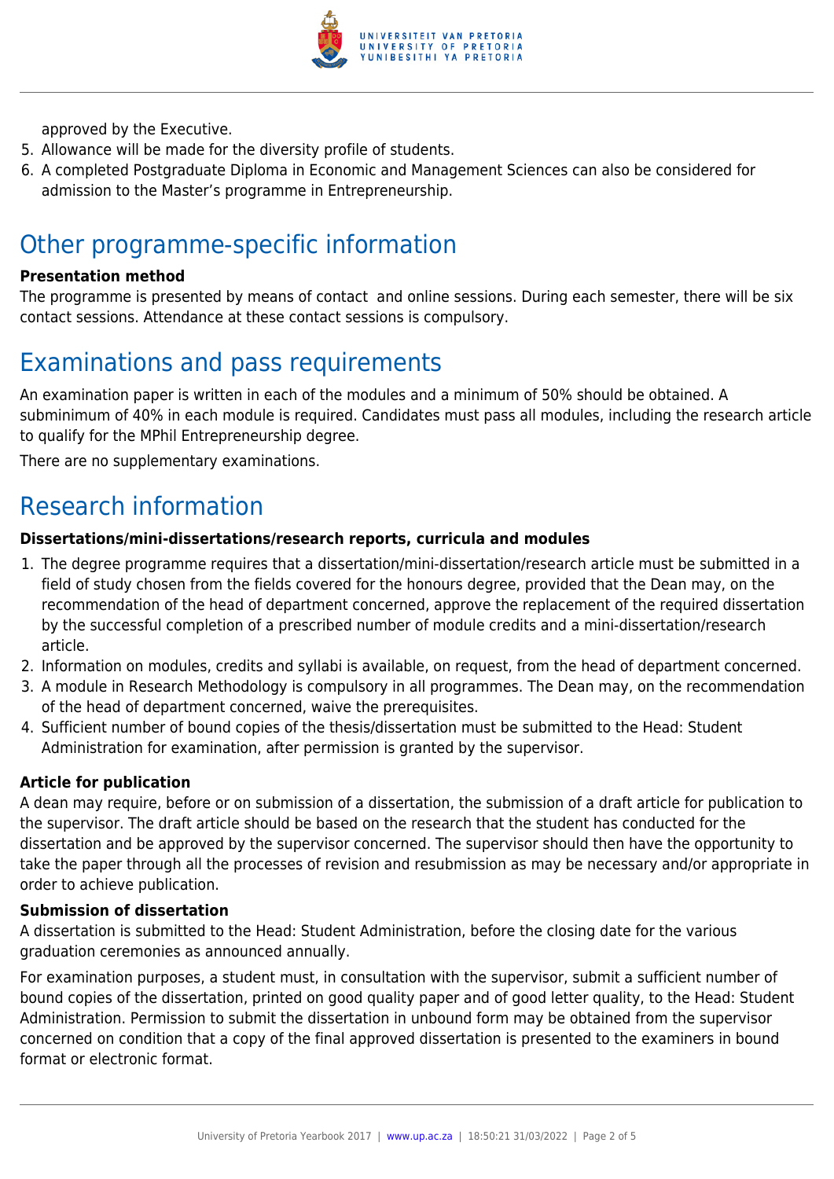approved by the Executive.

5. Allowance will be made for the diversity profile of students.
6. A completed Postgraduate Diploma in Economic and Management Sciences can also be considered for admission to the Master's programme in Entrepreneurship.

# Other programme-specific information

**Presentation method**

The programme is presented by means of contact and online sessions. During each semester, there will be six contact sessions. Attendance at these contact sessions is compulsory.

# Examinations and pass requirements

An examination paper is written in each of the modules and a minimum of 50% should be obtained. A subminimum of 40% in each module is required. Candidates must pass all modules, including the research article to qualify for the MPhil Entrepreneurship degree.

There are no supplementary examinations.

# Research information

**Dissertations/mini-dissertations/research reports, curricula and modules**

1. The degree programme requires that a dissertation/mini-dissertation/research article must be submitted in a field of study chosen from the fields covered for the honours degree, provided that the Dean may, on the recommendation of the head of department concerned, approve the replacement of the required dissertation by the successful completion of a prescribed number of module credits and a mini-dissertation/research article.
2. Information on modules, credits and syllabi is available, on request, from the head of department concerned.
3. A module in Research Methodology is compulsory in all programmes. The Dean may, on the recommendation of the head of department concerned, waive the prerequisites.
4. Sufficient number of bound copies of the thesis/dissertation must be submitted to the Head: Student Administration for examination, after permission is granted by the supervisor.

**Article for publication**

A dean may require, before or on submission of a dissertation, the submission of a draft article for publication to the supervisor. The draft article should be based on the research that the student has conducted for the dissertation and be approved by the supervisor concerned. The supervisor should then have the opportunity to take the paper through all the processes of revision and resubmission as may be necessary and/or appropriate in order to achieve publication.

**Submission of dissertation**

A dissertation is submitted to the Head: Student Administration, before the closing date for the various graduation ceremonies as announced annually.

For examination purposes, a student must, in consultation with the supervisor, submit a sufficient number of bound copies of the dissertation, printed on good quality paper and of good letter quality, to the Head: Student Administration. Permission to submit the dissertation in unbound form may be obtained from the supervisor concerned on condition that a copy of the final approved dissertation is presented to the examiners in bound format or electronic format.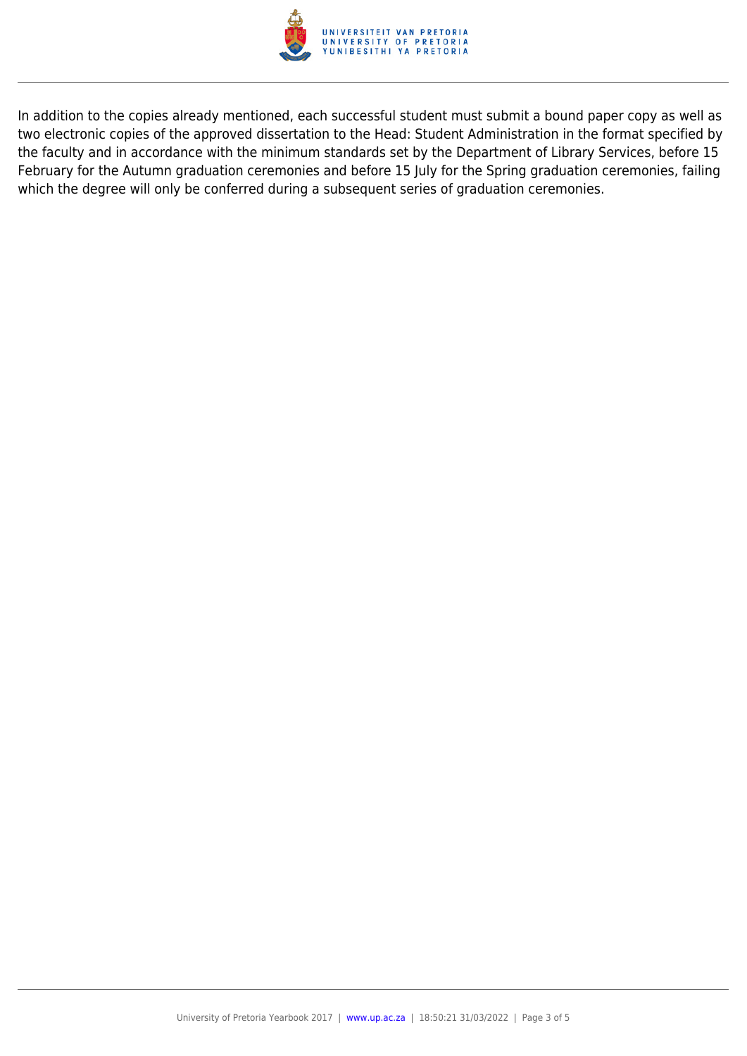In addition to the copies already mentioned, each successful student must submit a bound paper copy as well as two electronic copies of the approved dissertation to the Head: Student Administration in the format specified by the faculty and in accordance with the minimum standards set by the Department of Library Services, before 15 February for the Autumn graduation ceremonies and before 15 July for the Spring graduation ceremonies, failing which the degree will only be conferred during a subsequent series of graduation ceremonies.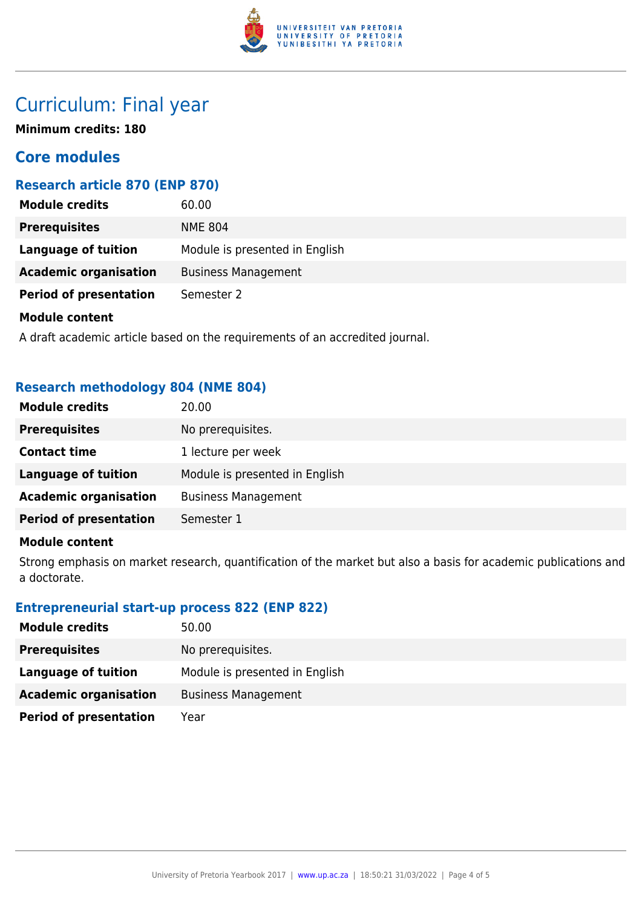# Curriculum: Final year

**Minimum credits: 180**

## Core modules

### Research article 870 (ENP 870)

| | |
|---|---|
| **Module credits** | 60.00 |
| **Prerequisites** | NME 804 |
| **Language of tuition** | Module is presented in English |
| **Academic organisation** | Business Management |
| **Period of presentation** | Semester 2 |

**Module content**

A draft academic article based on the requirements of an accredited journal.

### Research methodology 804 (NME 804)

| | |
|---|---|
| **Module credits** | 20.00 |
| **Prerequisites** | No prerequisites. |
| **Contact time** | 1 lecture per week |
| **Language of tuition** | Module is presented in English |
| **Academic organisation** | Business Management |
| **Period of presentation** | Semester 1 |

**Module content**

Strong emphasis on market research, quantification of the market but also a basis for academic publications and a doctorate.

### Entrepreneurial start-up process 822 (ENP 822)

| | |
|---|---|
| **Module credits** | 50.00 |
| **Prerequisites** | No prerequisites. |
| **Language of tuition** | Module is presented in English |
| **Academic organisation** | Business Management |
| **Period of presentation** | Year |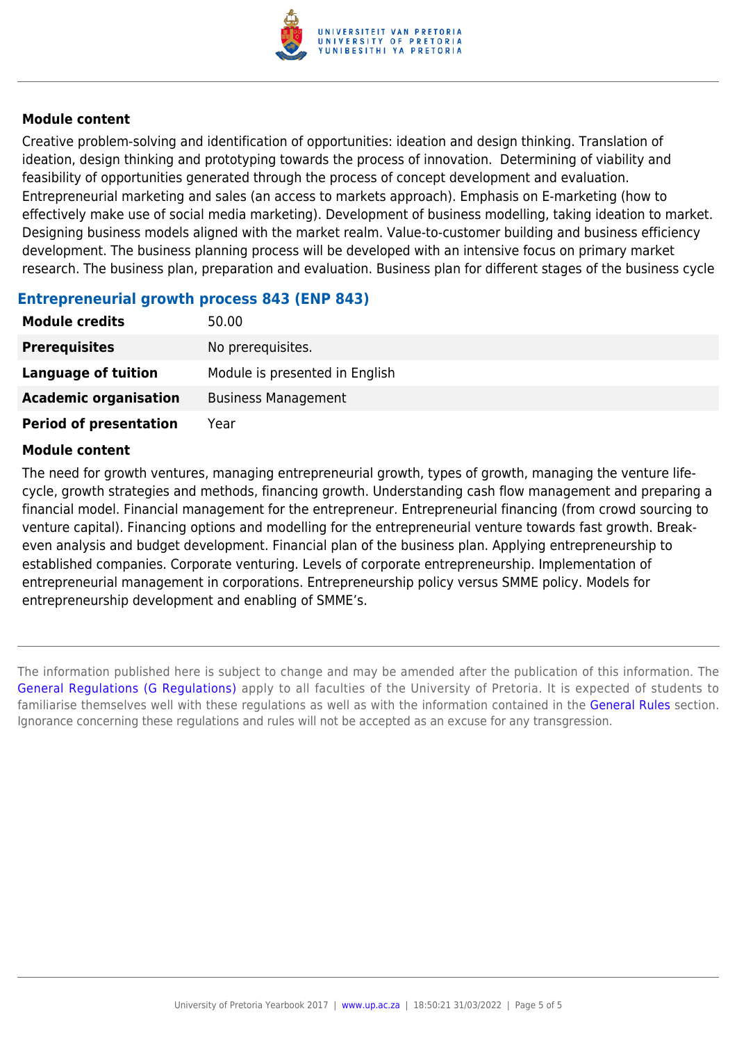**Module content**

Creative problem-solving and identification of opportunities: ideation and design thinking. Translation of ideation, design thinking and prototyping towards the process of innovation. Determining of viability and feasibility of opportunities generated through the process of concept development and evaluation. Entrepreneurial marketing and sales (an access to markets approach). Emphasis on E-marketing (how to effectively make use of social media marketing). Development of business modelling, taking ideation to market. Designing business models aligned with the market realm. Value-to-customer building and business efficiency development. The business planning process will be developed with an intensive focus on primary market research. The business plan, preparation and evaluation. Business plan for different stages of the business cycle

### Entrepreneurial growth process 843 (ENP 843)

| | |
|---|---|
| **Module credits** | 50.00 |
| **Prerequisites** | No prerequisites. |
| **Language of tuition** | Module is presented in English |
| **Academic organisation** | Business Management |
| **Period of presentation** | Year |

**Module content**

The need for growth ventures, managing entrepreneurial growth, types of growth, managing the venture life-cycle, growth strategies and methods, financing growth. Understanding cash flow management and preparing a financial model. Financial management for the entrepreneur. Entrepreneurial financing (from crowd sourcing to venture capital). Financing options and modelling for the entrepreneurial venture towards fast growth. Break-even analysis and budget development. Financial plan of the business plan. Applying entrepreneurship to established companies. Corporate venturing. Levels of corporate entrepreneurship. Implementation of entrepreneurial management in corporations. Entrepreneurship policy versus SMME policy. Models for entrepreneurship development and enabling of SMME's.

The information published here is subject to change and may be amended after the publication of this information. The General Regulations (G Regulations) apply to all faculties of the University of Pretoria. It is expected of students to familiarise themselves well with these regulations as well as with the information contained in the General Rules section. Ignorance concerning these regulations and rules will not be accepted as an excuse for any transgression.